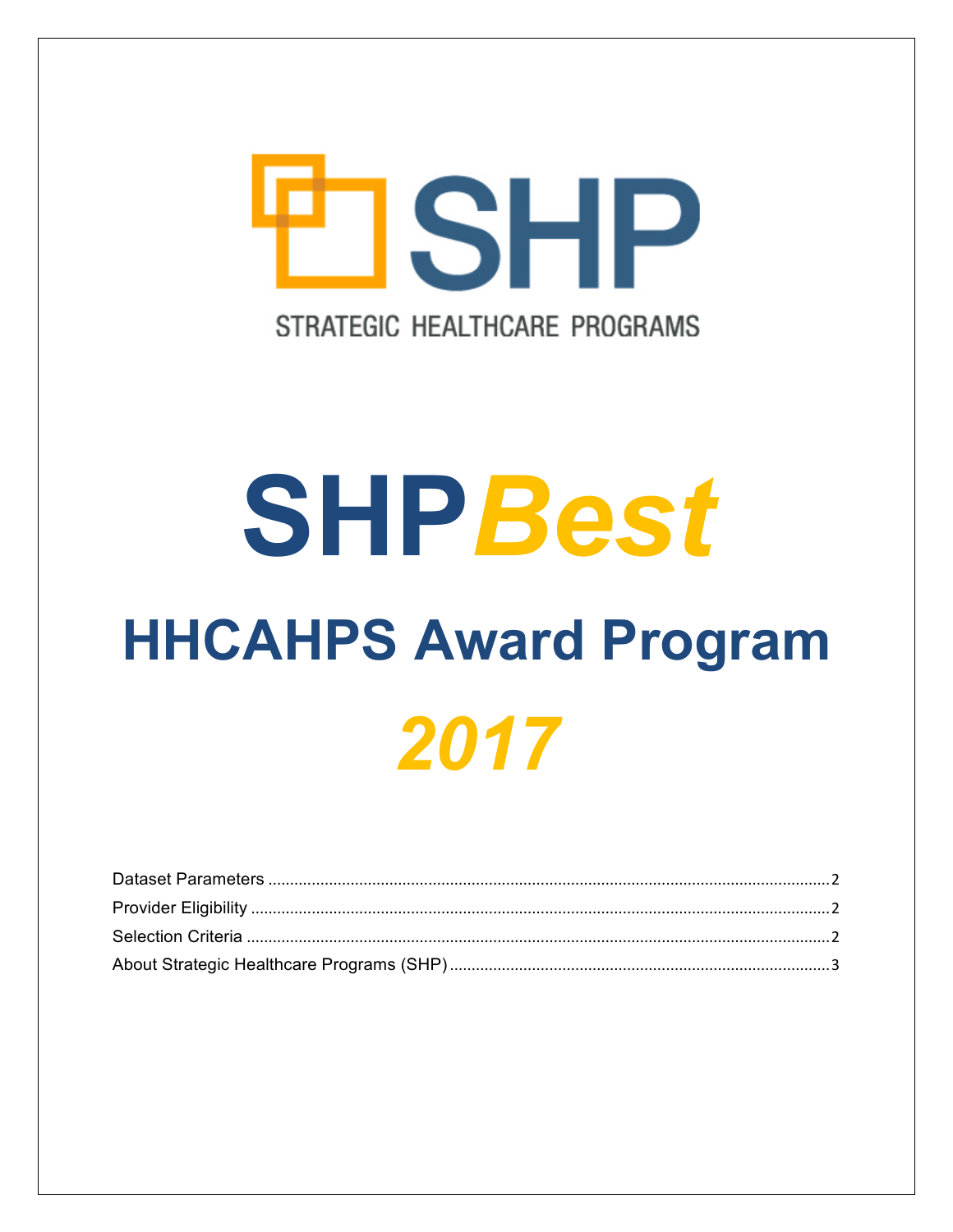SHP

STRATEGIC HEALTHCARE PROGRAMS

# SHP*Best*

## HHCAHPS Award Program

## *2017*

Dataset Parameters ..... 2
Provider Eligibility ..... 2
Selection Criteria ..... 2
About Strategic Healthcare Programs (SHP) ..... 3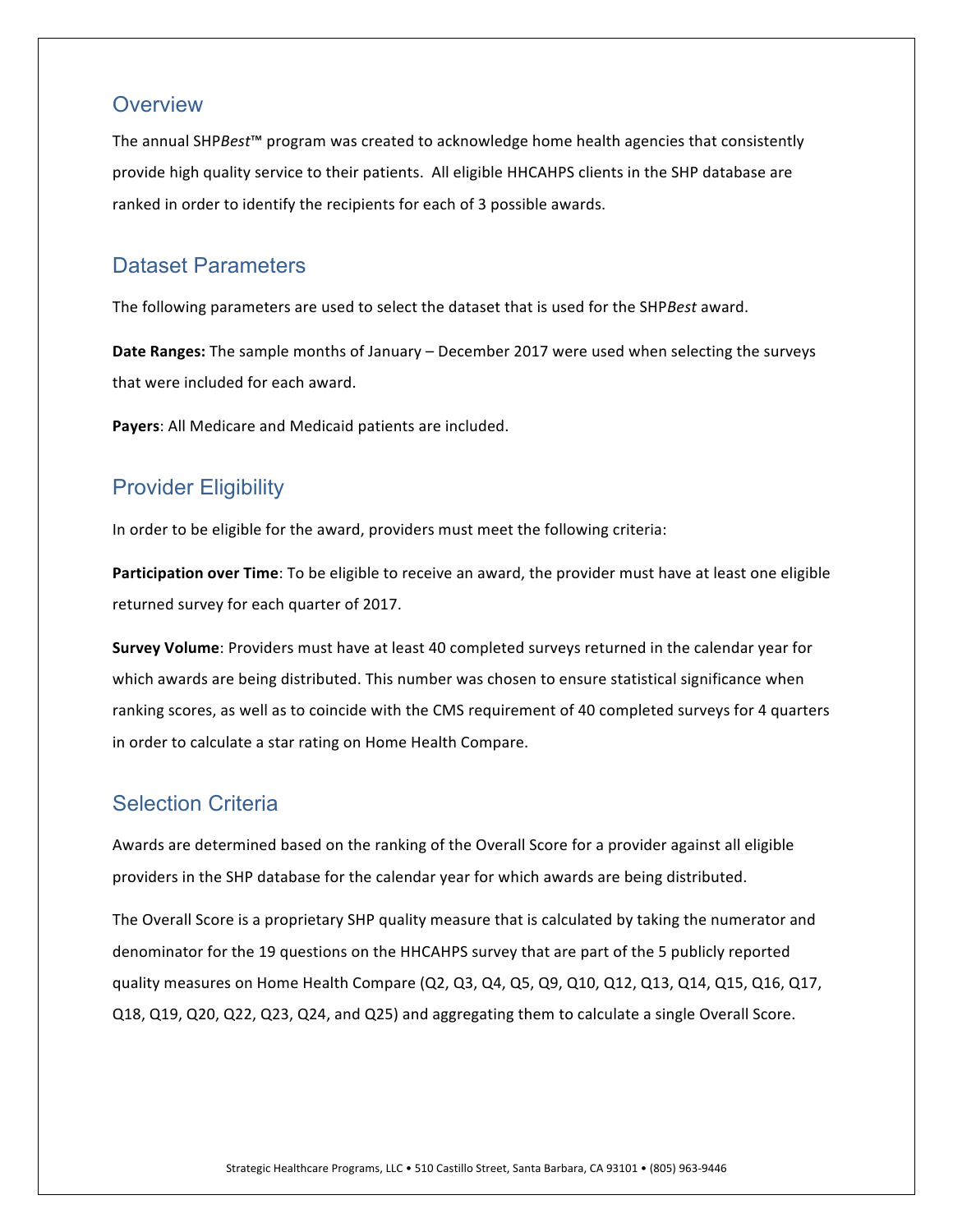## Overview

The annual SHP*Best*™ program was created to acknowledge home health agencies that consistently provide high quality service to their patients. All eligible HHCAHPS clients in the SHP database are ranked in order to identify the recipients for each of 3 possible awards.

## Dataset Parameters

The following parameters are used to select the dataset that is used for the SHP*Best* award.

**Date Ranges:** The sample months of January – December 2017 were used when selecting the surveys that were included for each award.

**Payers**: All Medicare and Medicaid patients are included.

## Provider Eligibility

In order to be eligible for the award, providers must meet the following criteria:

**Participation over Time**: To be eligible to receive an award, the provider must have at least one eligible returned survey for each quarter of 2017.

**Survey Volume**: Providers must have at least 40 completed surveys returned in the calendar year for which awards are being distributed. This number was chosen to ensure statistical significance when ranking scores, as well as to coincide with the CMS requirement of 40 completed surveys for 4 quarters in order to calculate a star rating on Home Health Compare.

## Selection Criteria

Awards are determined based on the ranking of the Overall Score for a provider against all eligible providers in the SHP database for the calendar year for which awards are being distributed.

The Overall Score is a proprietary SHP quality measure that is calculated by taking the numerator and denominator for the 19 questions on the HHCAHPS survey that are part of the 5 publicly reported quality measures on Home Health Compare (Q2, Q3, Q4, Q5, Q9, Q10, Q12, Q13, Q14, Q15, Q16, Q17, Q18, Q19, Q20, Q22, Q23, Q24, and Q25) and aggregating them to calculate a single Overall Score.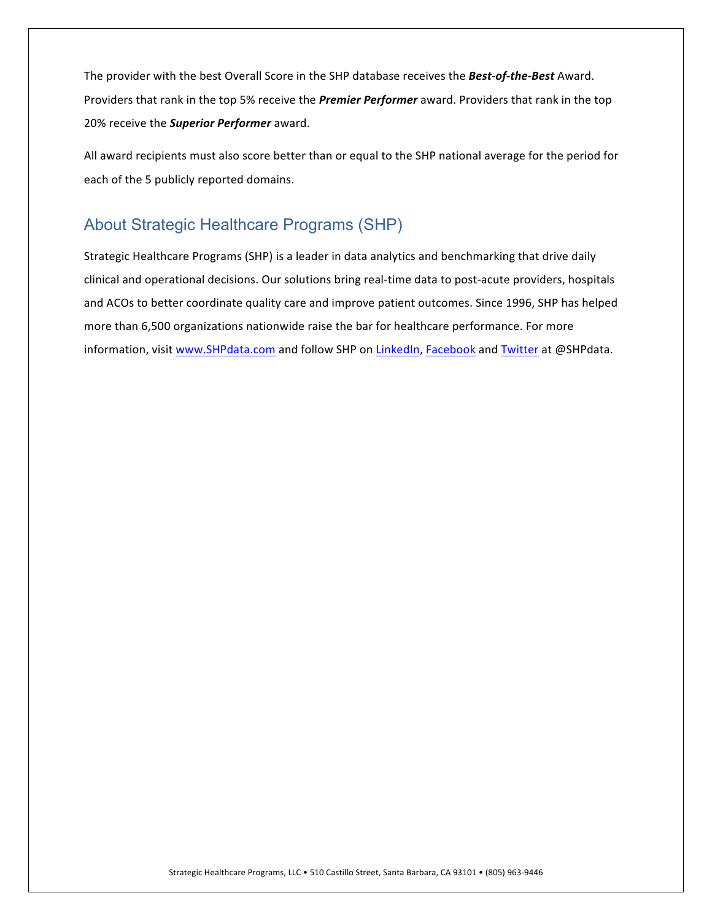The provider with the best Overall Score in the SHP database receives the ***Best-of-the-Best*** Award. Providers that rank in the top 5% receive the ***Premier Performer*** award. Providers that rank in the top 20% receive the ***Superior Performer*** award.

All award recipients must also score better than or equal to the SHP national average for the period for each of the 5 publicly reported domains.

## About Strategic Healthcare Programs (SHP)

Strategic Healthcare Programs (SHP) is a leader in data analytics and benchmarking that drive daily clinical and operational decisions. Our solutions bring real-time data to post-acute providers, hospitals and ACOs to better coordinate quality care and improve patient outcomes. Since 1996, SHP has helped more than 6,500 organizations nationwide raise the bar for healthcare performance. For more information, visit www.SHPdata.com and follow SHP on LinkedIn, Facebook and Twitter at @SHPdata.

Strategic Healthcare Programs, LLC • 510 Castillo Street, Santa Barbara, CA 93101 • (805) 963-9446